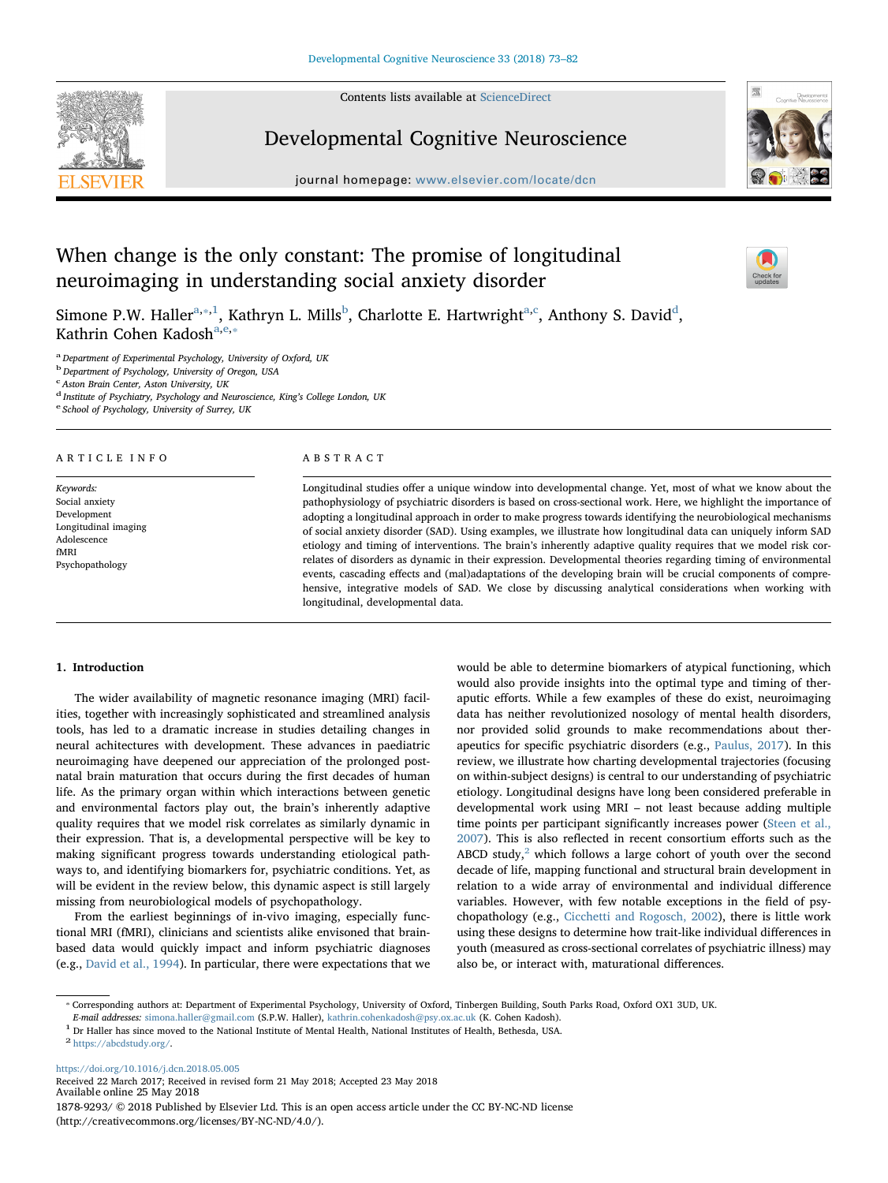# When change is the only constant: The promise of longitudinal neuroimaging in understanding social anxiety disorder

Simone P.W. Haller[a,*,1], Kathryn L. Mills[b], Charlotte E. Hartwright[a,c], Anthony S. David[d], Kathrin Cohen Kadosh[a,e,*]

[a] Department of Experimental Psychology, University of Oxford, UK
[b] Department of Psychology, University of Oregon, USA
[c] Aston Brain Center, Aston University, UK
[d] Institute of Psychiatry, Psychology and Neuroscience, King's College London, UK
[e] School of Psychology, University of Surrey, UK

## ARTICLE INFO

*Keywords:*
Social anxiety
Development
Longitudinal imaging
Adolescence
fMRI
Psychopathology

## ABSTRACT

Longitudinal studies offer a unique window into developmental change. Yet, most of what we know about the pathophysiology of psychiatric disorders is based on cross-sectional work. Here, we highlight the importance of adopting a longitudinal approach in order to make progress towards identifying the neurobiological mechanisms of social anxiety disorder (SAD). Using examples, we illustrate how longitudinal data can uniquely inform SAD etiology and timing of interventions. The brain's inherently adaptive quality requires that we model risk correlates of disorders as dynamic in their expression. Developmental theories regarding timing of environmental events, cascading effects and (mal)adaptations of the developing brain will be crucial components of comprehensive, integrative models of SAD. We close by discussing analytical considerations when working with longitudinal, developmental data.

## 1. Introduction

The wider availability of magnetic resonance imaging (MRI) facilities, together with increasingly sophisticated and streamlined analysis tools, has led to a dramatic increase in studies detailing changes in neural achitectures with development. These advances in paediatric neuroimaging have deepened our appreciation of the prolonged postnatal brain maturation that occurs during the first decades of human life. As the primary organ within which interactions between genetic and environmental factors play out, the brain's inherently adaptive quality requires that we model risk correlates as similarly dynamic in their expression. That is, a developmental perspective will be key to making significant progress towards understanding etiological pathways to, and identifying biomarkers for, psychiatric conditions. Yet, as will be evident in the review below, this dynamic aspect is still largely missing from neurobiological models of psychopathology.

From the earliest beginnings of in-vivo imaging, especially functional MRI (fMRI), clinicians and scientists alike envisioned that brain-based data would quickly impact and inform psychiatric diagnoses (e.g., David et al., 1994). In particular, there were expectations that we would be able to determine biomarkers of atypical functioning, which would also provide insights into the optimal type and timing of therapeutic efforts. While a few examples of these do exist, neuroimaging data has neither revolutionized nosology of mental health disorders, nor provided solid grounds to make recommendations about therapeutics for specific psychiatric disorders (e.g., Paulus, 2017). In this review, we illustrate how charting developmental trajectories (focusing on within-subject designs) is central to our understanding of psychiatric etiology. Longitudinal designs have long been considered preferable in developmental work using MRI – not least because adding multiple time points per participant significantly increases power (Steen et al., 2007). This is also reflected in recent consortium efforts such as the ABCD study,[2] which follows a large cohort of youth over the second decade of life, mapping functional and structural brain development in relation to a wide array of environmental and individual difference variables. However, with few notable exceptions in the field of psychopathology (e.g., Cicchetti and Rogosch, 2002), there is little work using these designs to determine how trait-like individual differences in youth (measured as cross-sectional correlates of psychiatric illness) may also be, or interact with, maturational differences.

* Corresponding authors at: Department of Experimental Psychology, University of Oxford, Tinbergen Building, South Parks Road, Oxford OX1 3UD, UK.
*E-mail addresses:* simona.haller@gmail.com (S.P.W. Haller), kathrin.cohenkadosh@psy.ox.ac.uk (K. Cohen Kadosh).
[1] Dr Haller has since moved to the National Institute of Mental Health, National Institutes of Health, Bethesda, USA.
[2] https://abcdstudy.org/.

https://doi.org/10.1016/j.dcn.2018.05.005
Received 22 March 2017; Received in revised form 21 May 2018; Accepted 23 May 2018
Available online 25 May 2018
1878-9293/ © 2018 Published by Elsevier Ltd. This is an open access article under the CC BY-NC-ND license (http://creativecommons.org/licenses/BY-NC-ND/4.0/).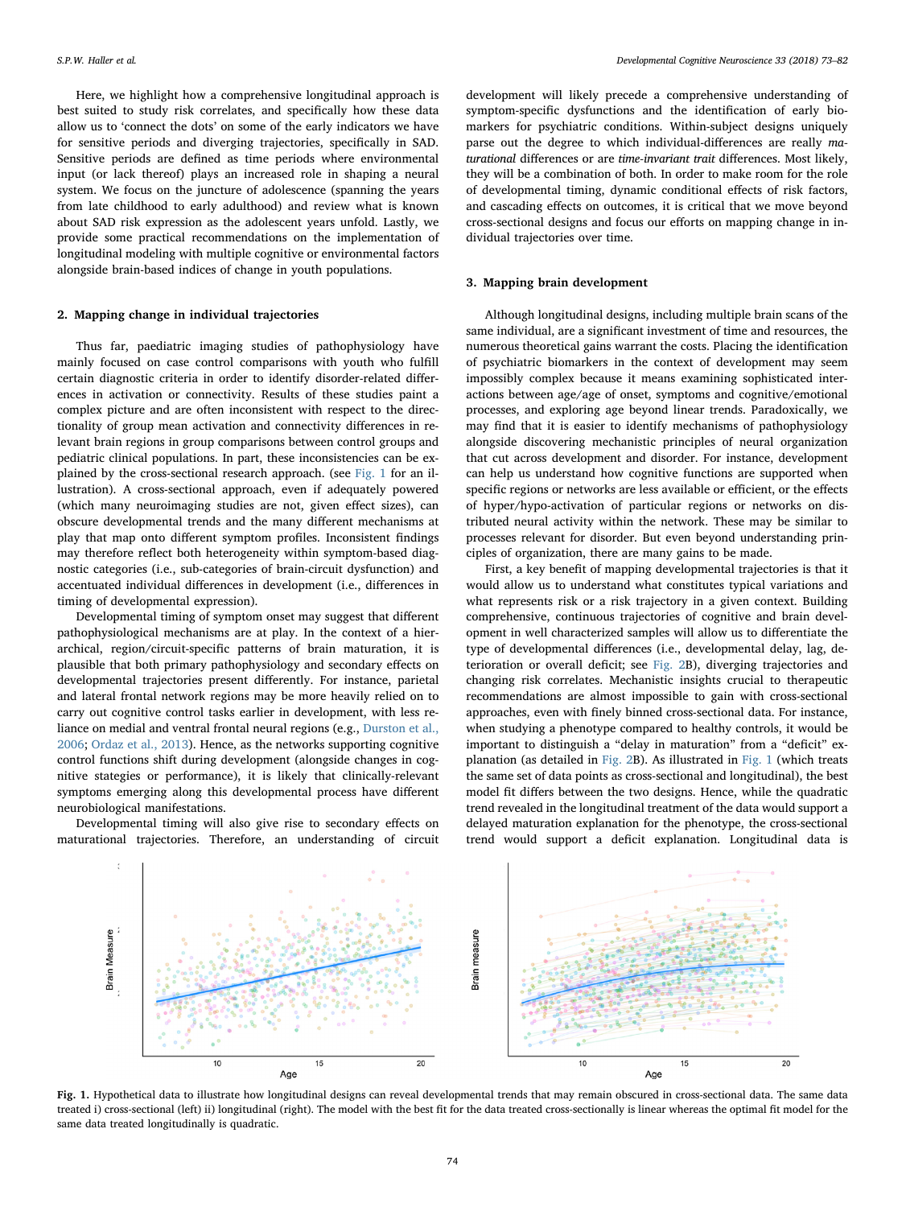Here, we highlight how a comprehensive longitudinal approach is best suited to study risk correlates, and specifically how these data allow us to 'connect the dots' on some of the early indicators we have for sensitive periods and diverging trajectories, specifically in SAD. Sensitive periods are defined as time periods where environmental input (or lack thereof) plays an increased role in shaping a neural system. We focus on the juncture of adolescence (spanning the years from late childhood to early adulthood) and review what is known about SAD risk expression as the adolescent years unfold. Lastly, we provide some practical recommendations on the implementation of longitudinal modeling with multiple cognitive or environmental factors alongside brain-based indices of change in youth populations.

## 2. Mapping change in individual trajectories

Thus far, paediatric imaging studies of pathophysiology have mainly focused on case control comparisons with youth who fulfill certain diagnostic criteria in order to identify disorder-related differences in activation or connectivity. Results of these studies paint a complex picture and are often inconsistent with respect to the directionality of group mean activation and connectivity differences in relevant brain regions in group comparisons between control groups and pediatric clinical populations. In part, these inconsistencies can be explained by the cross-sectional research approach. (see Fig. 1 for an illustration). A cross-sectional approach, even if adequately powered (which many neuroimaging studies are not, given effect sizes), can obscure developmental trends and the many different mechanisms at play that map onto different symptom profiles. Inconsistent findings may therefore reflect both heterogeneity within symptom-based diagnostic categories (i.e., sub-categories of brain-circuit dysfunction) and accentuated individual differences in development (i.e., differences in timing of developmental expression).

Developmental timing of symptom onset may suggest that different pathophysiological mechanisms are at play. In the context of a hierarchical, region/circuit-specific patterns of brain maturation, it is plausible that both primary pathophysiology and secondary effects on developmental trajectories present differently. For instance, parietal and lateral frontal network regions may be more heavily relied on to carry out cognitive control tasks earlier in development, with less reliance on medial and ventral frontal neural regions (e.g., Durston et al., 2006; Ordaz et al., 2013). Hence, as the networks supporting cognitive control functions shift during development (alongside changes in cognitive stategies or performance), it is likely that clinically-relevant symptoms emerging along this developmental process have different neurobiological manifestations.

Developmental timing will also give rise to secondary effects on maturational trajectories. Therefore, an understanding of circuit development will likely precede a comprehensive understanding of symptom-specific dysfunctions and the identification of early biomarkers for psychiatric conditions. Within-subject designs uniquely parse out the degree to which individual-differences are really *maturational* differences or are *time-invariant trait* differences. Most likely, they will be a combination of both. In order to make room for the role of developmental timing, dynamic conditional effects of risk factors, and cascading effects on outcomes, it is critical that we move beyond cross-sectional designs and focus our efforts on mapping change in individual trajectories over time.

## 3. Mapping brain development

Although longitudinal designs, including multiple brain scans of the same individual, are a significant investment of time and resources, the numerous theoretical gains warrant the costs. Placing the identification of psychiatric biomarkers in the context of development may seem impossibly complex because it means examining sophisticated interactions between age/age of onset, symptoms and cognitive/emotional processes, and exploring age beyond linear trends. Paradoxically, we may find that it is easier to identify mechanisms of pathophysiology alongside discovering mechanistic principles of neural organization that cut across development and disorder. For instance, development can help us understand how cognitive functions are supported when specific regions or networks are less available or efficient, or the effects of hyper/hypo-activation of particular regions or networks on distributed neural activity within the network. These may be similar to processes relevant for disorder. But even beyond understanding principles of organization, there are many gains to be made.

First, a key benefit of mapping developmental trajectories is that it would allow us to understand what constitutes typical variations and what represents risk or a risk trajectory in a given context. Building comprehensive, continuous trajectories of cognitive and brain development in well characterized samples will allow us to differentiate the type of developmental differences (i.e., developmental delay, lag, deterioration or overall deficit; see Fig. 2B), diverging trajectories and changing risk correlates. Mechanistic insights crucial to therapeutic recommendations are almost impossible to gain with cross-sectional approaches, even with finely binned cross-sectional data. For instance, when studying a phenotype compared to healthy controls, it would be important to distinguish a "delay in maturation" from a "deficit" explanation (as detailed in Fig. 2B). As illustrated in Fig. 1 (which treats the same set of data points as cross-sectional and longitudinal), the best model fit differs between the two designs. Hence, while the quadratic trend revealed in the longitudinal treatment of the data would support a delayed maturation explanation for the phenotype, the cross-sectional trend would support a deficit explanation. Longitudinal data is

**Fig. 1.** Hypothetical data to illustrate how longitudinal designs can reveal developmental trends that may remain obscured in cross-sectional data. The same data treated i) cross-sectional (left) ii) longitudinal (right). The model with the best fit for the data treated cross-sectionally is linear whereas the optimal fit model for the same data treated longitudinally is quadratic.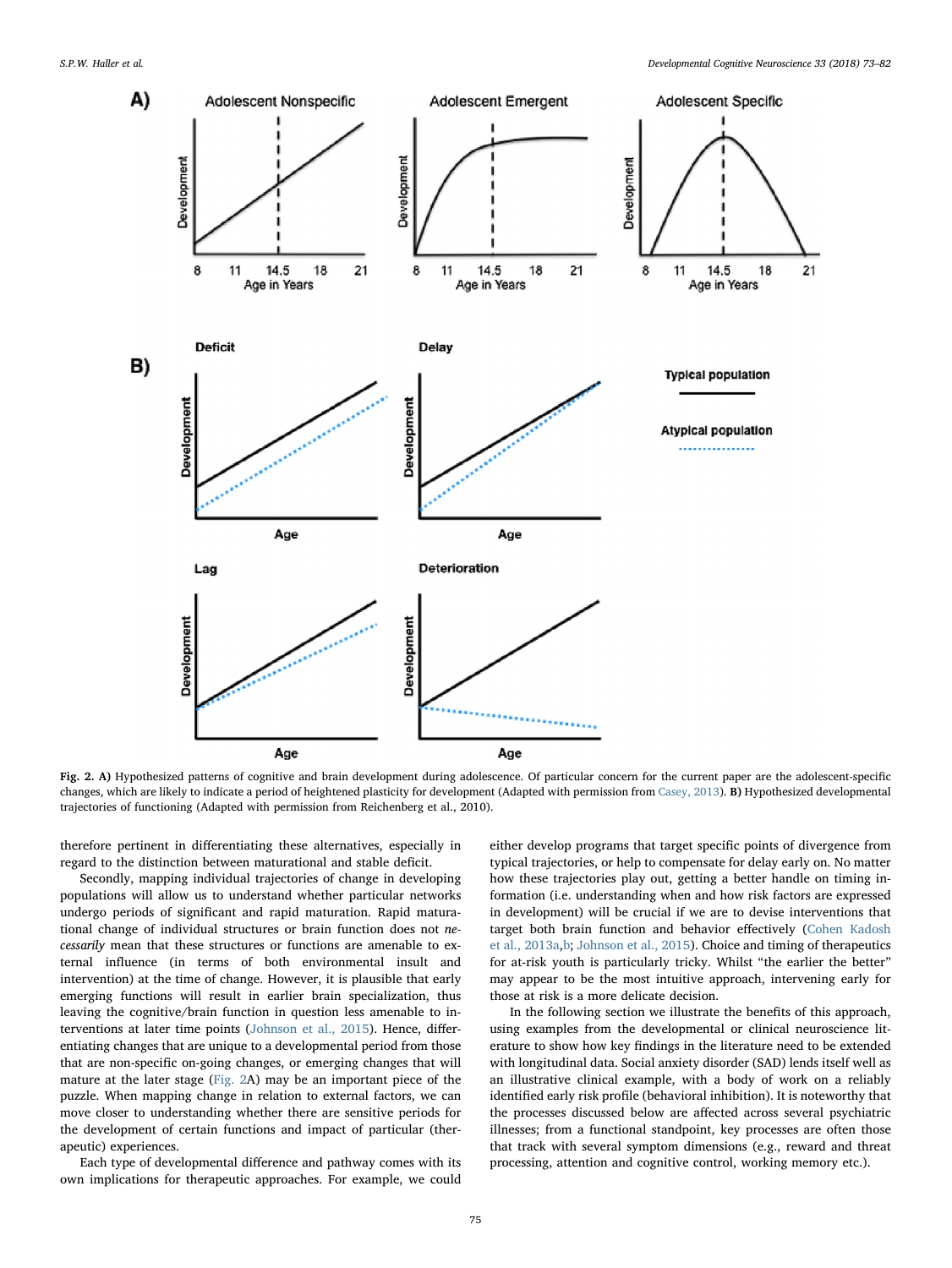Fig. 2. **A)** Hypothesized patterns of cognitive and brain development during adolescence. Of particular concern for the current paper are the adolescent-specific changes, which are likely to indicate a period of heightened plasticity for development (Adapted with permission from Casey, 2013). **B)** Hypothesized developmental trajectories of functioning (Adapted with permission from Reichenberg et al., 2010).

therefore pertinent in differentiating these alternatives, especially in regard to the distinction between maturational and stable deficit.

Secondly, mapping individual trajectories of change in developing populations will allow us to understand whether particular networks undergo periods of significant and rapid maturation. Rapid maturational change of individual structures or brain function does not *necessarily* mean that these structures or functions are amenable to external influence (in terms of both environmental insult and intervention) at the time of change. However, it is plausible that early emerging functions will result in earlier brain specialization, thus leaving the cognitive/brain function in question less amenable to interventions at later time points (Johnson et al., 2015). Hence, differentiating changes that are unique to a developmental period from those that are non-specific on-going changes, or emerging changes that will mature at the later stage (Fig. 2A) may be an important piece of the puzzle. When mapping change in relation to external factors, we can move closer to understanding whether there are sensitive periods for the development of certain functions and impact of particular (therapeutic) experiences.

Each type of developmental difference and pathway comes with its own implications for therapeutic approaches. For example, we could either develop programs that target specific points of divergence from typical trajectories, or help to compensate for delay early on. No matter how these trajectories play out, getting a better handle on timing information (i.e. understanding when and how risk factors are expressed in development) will be crucial if we are to devise interventions that target both brain function and behavior effectively (Cohen Kadosh et al., 2013a,b; Johnson et al., 2015). Choice and timing of therapeutics for at-risk youth is particularly tricky. Whilst "the earlier the better" may appear to be the most intuitive approach, intervening early for those at risk is a more delicate decision.

In the following section we illustrate the benefits of this approach, using examples from the developmental or clinical neuroscience literature to show how key findings in the literature need to be extended with longitudinal data. Social anxiety disorder (SAD) lends itself well as an illustrative clinical example, with a body of work on a reliably identified early risk profile (behavioral inhibition). It is noteworthy that the processes discussed below are affected across several psychiatric illnesses; from a functional standpoint, key processes are often those that track with several symptom dimensions (e.g., reward and threat processing, attention and cognitive control, working memory etc.).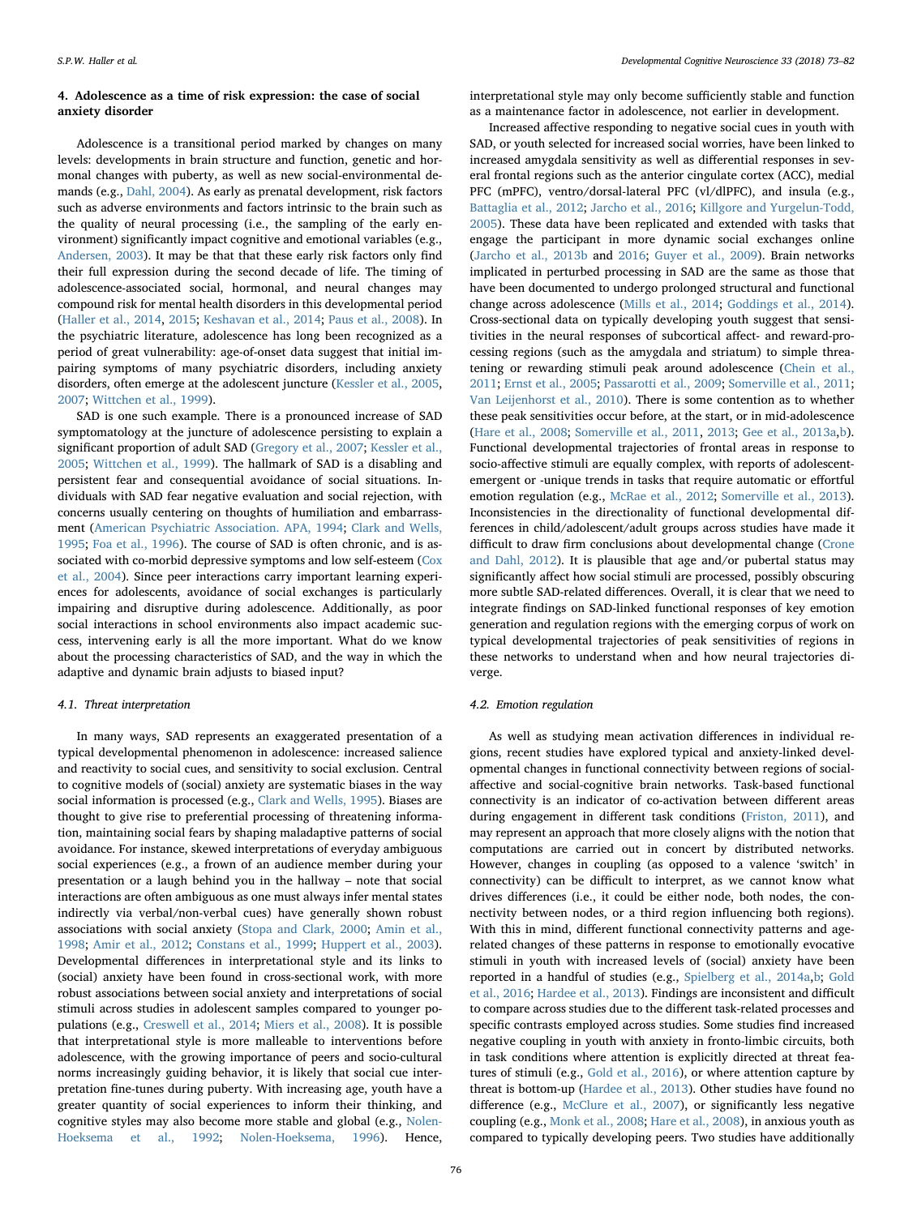## 4. Adolescence as a time of risk expression: the case of social anxiety disorder

Adolescence is a transitional period marked by changes on many levels: developments in brain structure and function, genetic and hormonal changes with puberty, as well as new social-environmental demands (e.g., Dahl, 2004). As early as prenatal development, risk factors such as adverse environments and factors intrinsic to the brain such as the quality of neural processing (i.e., the sampling of the early environment) significantly impact cognitive and emotional variables (e.g., Andersen, 2003). It may be that that these early risk factors only find their full expression during the second decade of life. The timing of adolescence-associated social, hormonal, and neural changes may compound risk for mental health disorders in this developmental period (Haller et al., 2014, 2015; Keshavan et al., 2014; Paus et al., 2008). In the psychiatric literature, adolescence has long been recognized as a period of great vulnerability: age-of-onset data suggest that initial impairing symptoms of many psychiatric disorders, including anxiety disorders, often emerge at the adolescent juncture (Kessler et al., 2005, 2007; Wittchen et al., 1999).

SAD is one such example. There is a pronounced increase of SAD symptomatology at the juncture of adolescence persisting to explain a significant proportion of adult SAD (Gregory et al., 2007; Kessler et al., 2005; Wittchen et al., 1999). The hallmark of SAD is a disabling and persistent fear and consequential avoidance of social situations. Individuals with SAD fear negative evaluation and social rejection, with concerns usually centering on thoughts of humiliation and embarrassment (American Psychiatric Association. APA, 1994; Clark and Wells, 1995; Foa et al., 1996). The course of SAD is often chronic, and is associated with co-morbid depressive symptoms and low self-esteem (Cox et al., 2004). Since peer interactions carry important learning experiences for adolescents, avoidance of social exchanges is particularly impairing and disruptive during adolescence. Additionally, as poor social interactions in school environments also impact academic success, intervening early is all the more important. What do we know about the processing characteristics of SAD, and the way in which the adaptive and dynamic brain adjusts to biased input?

### 4.1. Threat interpretation

In many ways, SAD represents an exaggerated presentation of a typical developmental phenomenon in adolescence: increased salience and reactivity to social cues, and sensitivity to social exclusion. Central to cognitive models of (social) anxiety are systematic biases in the way social information is processed (e.g., Clark and Wells, 1995). Biases are thought to give rise to preferential processing of threatening information, maintaining social fears by shaping maladaptive patterns of social avoidance. For instance, skewed interpretations of everyday ambiguous social experiences (e.g., a frown of an audience member during your presentation or a laugh behind you in the hallway – note that social interactions are often ambiguous as one must always infer mental states indirectly via verbal/non-verbal cues) have generally shown robust associations with social anxiety (Stopa and Clark, 2000; Amin et al., 1998; Amir et al., 2012; Constans et al., 1999; Huppert et al., 2003). Developmental differences in interpretational style and its links to (social) anxiety have been found in cross-sectional work, with more robust associations between social anxiety and interpretations of social stimuli across studies in adolescent samples compared to younger populations (e.g., Creswell et al., 2014; Miers et al., 2008). It is possible that interpretational style is more malleable to interventions before adolescence, with the growing importance of peers and socio-cultural norms increasingly guiding behavior, it is likely that social cue interpretation fine-tunes during puberty. With increasing age, youth have a greater quantity of social experiences to inform their thinking, and cognitive styles may also become more stable and global (e.g., Nolen-Hoeksema et al., 1992; Nolen-Hoeksema, 1996). Hence, interpretational style may only become sufficiently stable and function as a maintenance factor in adolescence, not earlier in development.

Increased affective responding to negative social cues in youth with SAD, or youth selected for increased social worries, have been linked to increased amygdala sensitivity as well as differential responses in several frontal regions such as the anterior cingulate cortex (ACC), medial PFC (mPFC), ventro/dorsal-lateral PFC (vl/dlPFC), and insula (e.g., Battaglia et al., 2012; Jarcho et al., 2016; Killgore and Yurgelun-Todd, 2005). These data have been replicated and extended with tasks that engage the participant in more dynamic social exchanges online (Jarcho et al., 2013b and 2016; Guyer et al., 2009). Brain networks implicated in perturbed processing in SAD are the same as those that have been documented to undergo prolonged structural and functional change across adolescence (Mills et al., 2014; Goddings et al., 2014). Cross-sectional data on typically developing youth suggest that sensitivities in the neural responses of subcortical affect- and reward-processing regions (such as the amygdala and striatum) to simple threatening or rewarding stimuli peak around adolescence (Chein et al., 2011; Ernst et al., 2005; Passarotti et al., 2009; Somerville et al., 2011; Van Leijenhorst et al., 2010). There is some contention as to whether these peak sensitivities occur before, at the start, or in mid-adolescence (Hare et al., 2008; Somerville et al., 2011, 2013; Gee et al., 2013a,b). Functional developmental trajectories of frontal areas in response to socio-affective stimuli are equally complex, with reports of adolescent-emergent or -unique trends in tasks that require automatic or effortful emotion regulation (e.g., McRae et al., 2012; Somerville et al., 2013). Inconsistencies in the directionality of functional developmental differences in child/adolescent/adult groups across studies have made it difficult to draw firm conclusions about developmental change (Crone and Dahl, 2012). It is plausible that age and/or pubertal status may significantly affect how social stimuli are processed, possibly obscuring more subtle SAD-related differences. Overall, it is clear that we need to integrate findings on SAD-linked functional responses of key emotion generation and regulation regions with the emerging corpus of work on typical developmental trajectories of peak sensitivities of regions in these networks to understand when and how neural trajectories diverge.

### 4.2. Emotion regulation

As well as studying mean activation differences in individual regions, recent studies have explored typical and anxiety-linked developmental changes in functional connectivity between regions of social-affective and social-cognitive brain networks. Task-based functional connectivity is an indicator of co-activation between different areas during engagement in different task conditions (Friston, 2011), and may represent an approach that more closely aligns with the notion that computations are carried out in concert by distributed networks. However, changes in coupling (as opposed to a valence 'switch' in connectivity) can be difficult to interpret, as we cannot know what drives differences (i.e., it could be either node, both nodes, the connectivity between nodes, or a third region influencing both regions). With this in mind, different functional connectivity patterns and age-related changes of these patterns in response to emotionally evocative stimuli in youth with increased levels of (social) anxiety have been reported in a handful of studies (e.g., Spielberg et al., 2014a,b; Gold et al., 2016; Hardee et al., 2013). Findings are inconsistent and difficult to compare across studies due to the different task-related processes and specific contrasts employed across studies. Some studies find increased negative coupling in youth with anxiety in fronto-limbic circuits, both in task conditions where attention is explicitly directed at threat features of stimuli (e.g., Gold et al., 2016), or where attention capture by threat is bottom-up (Hardee et al., 2013). Other studies have found no difference (e.g., McClure et al., 2007), or significantly less negative coupling (e.g., Monk et al., 2008; Hare et al., 2008), in anxious youth as compared to typically developing peers. Two studies have additionally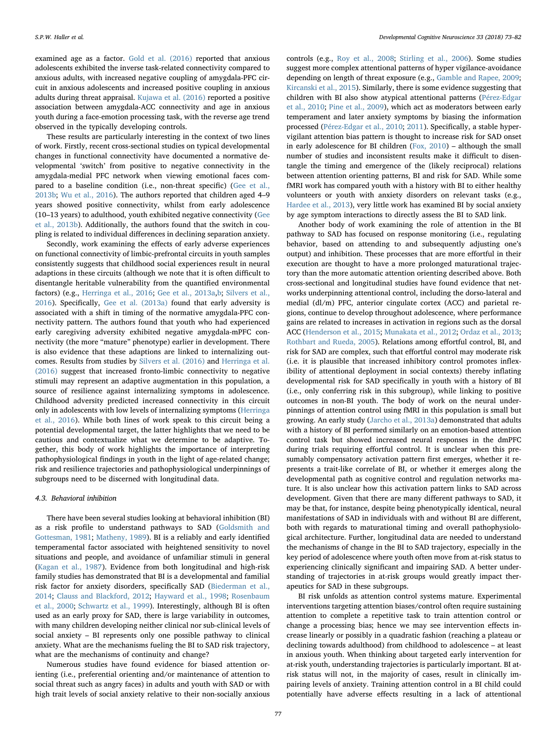examined age as a factor. Gold et al. (2016) reported that anxious adolescents exhibited the inverse task-related connectivity compared to anxious adults, with increased negative coupling of amygdala-PFC circuit in anxious adolescents and increased positive coupling in anxious adults during threat appraisal. Kujawa et al. (2016) reported a positive association between amygdala-ACC connectivity and age in anxious youth during a face-emotion processing task, with the reverse age trend observed in the typically developing controls.

These results are particularly interesting in the context of two lines of work. Firstly, recent cross-sectional studies on typical developmental changes in functional connectivity have documented a normative developmental 'switch' from positive to negative connectivity in the amygdala-medial PFC network when viewing emotional faces compared to a baseline condition (i.e., non-threat specific) (Gee et al., 2013b; Wu et al., 2016). The authors reported that children aged 4–9 years showed positive connectivity, whilst from early adolescence (10–13 years) to adulthood, youth exhibited negative connectivity (Gee et al., 2013b). Additionally, the authors found that the switch in coupling is related to individual differences in declining separation anxiety.

Secondly, work examining the effects of early adverse experiences on functional connectivity of limbic-prefrontal circuits in youth samples consistently suggests that childhood social experiences result in neural adaptions in these circuits (although we note that it is often difficult to disentangle heritable vulnerability from the quantified environmental factors) (e.g., Herringa et al., 2016; Gee et al., 2013a,b; Silvers et al., 2016). Specifically, Gee et al. (2013a) found that early adversity is associated with a shift in timing of the normative amygdala-PFC connectivity pattern. The authors found that youth who had experienced early caregiving adversity exhibited negative amygdala-mPFC connectivity (the more "mature" phenotype) earlier in development. There is also evidence that these adaptions are linked to internalizing outcomes. Results from studies by Silvers et al. (2016) and Herringa et al. (2016) suggest that increased fronto-limbic connectivity to negative stimuli may represent an adaptive augmentation in this population, a source of resilience against internalizing symptoms in adolescence. Childhood adversity predicted increased connectivity in this circuit only in adolescents with low levels of internalizing symptoms (Herringa et al., 2016). While both lines of work speak to this circuit being a potential developmental target, the latter highlights that we need to be cautious and contextualize what we determine to be adaptive. Together, this body of work highlights the importance of interpreting pathophysiological findings in youth in the light of age-related change; risk and resilience trajectories and pathophysiological underpinnings of subgroups need to be discerned with longitudinal data.

### 4.3. Behavioral inhibition

There have been several studies looking at behavioral inhibition (BI) as a risk profile to understand pathways to SAD (Goldsmith and Gottesman, 1981; Matheny, 1989). BI is a reliably and early identified temperamental factor associated with heightened sensitivity to novel situations and people, and avoidance of unfamiliar stimuli in general (Kagan et al., 1987). Evidence from both longitudinal and high-risk family studies has demonstrated that BI is a developmental and familial risk factor for anxiety disorders, specifically SAD (Biederman et al., 2014; Clauss and Blackford, 2012; Hayward et al., 1998; Rosenbaum et al., 2000; Schwartz et al., 1999). Interestingly, although BI is often used as an early proxy for SAD, there is large variability in outcomes, with many children developing neither clinical nor sub-clinical levels of social anxiety – BI represents only one possible pathway to clinical anxiety. What are the mechanisms fueling the BI to SAD risk trajectory, what are the mechanisms of continuity and change?

Numerous studies have found evidence for biased attention orienting (i.e., preferential orienting and/or maintenance of attention to social threat such as angry faces) in adults and youth with SAD or with high trait levels of social anxiety relative to their non-socially anxious controls (e.g., Roy et al., 2008; Stirling et al., 2006). Some studies suggest more complex attentional patterns of hyper vigilance-avoidance depending on length of threat exposure (e.g., Gamble and Rapee, 2009; Kircanski et al., 2015). Similarly, there is some evidence suggesting that children with BI also show atypical attentional patterns (Pérez-Edgar et al., 2010; Pine et al., 2009), which act as moderators between early temperament and later anxiety symptoms by biasing the information processed (Pérez-Edgar et al., 2010; 2011). Specifically, a stable hyper-vigilant attention bias pattern is thought to increase risk for SAD onset in early adolescence for BI children (Fox, 2010) – although the small number of studies and inconsistent results make it difficult to disentangle the timing and emergence of the (likely reciprocal) relations between attention orienting patterns, BI and risk for SAD. While some fMRI work has compared youth with a history with BI to either healthy volunteers or youth with anxiety disorders on relevant tasks (e.g., Hardee et al., 2013), very little work has examined BI by social anxiety by age symptom interactions to directly assess the BI to SAD link.

Another body of work examining the role of attention in the BI pathway to SAD has focused on response monitoring (i.e., regulating behavior, based on attending to and subsequently adjusting one's output) and inhibition. These processes that are more effortful in their execution are thought to have a more prolonged maturational trajectory than the more automatic attention orienting described above. Both cross-sectional and longitudinal studies have found evidence that networks underpinning attentional control, including the dorso-lateral and medial (dl/m) PFC, anterior cingulate cortex (ACC) and parietal regions, continue to develop throughout adolescence, where performance gains are related to increases in activation in regions such as the dorsal ACC (Henderson et al., 2015; Munakata et al., 2012; Ordaz et al., 2013; Rothbart and Rueda, 2005). Relations among effortful control, BI, and risk for SAD are complex, such that effortful control may moderate risk (i.e. it is plausible that increased inhibitory control promotes inflexibility of attentional deployment in social contexts) thereby inflating developmental risk for SAD specifically in youth with a history of BI (i.e., only conferring risk in this subgroup), while linking to positive outcomes in non-BI youth. The body of work on the neural underpinnings of attention control using fMRI in this population is small but growing. An early study (Jarcho et al., 2013a) demonstrated that adults with a history of BI performed similarly on an emotion-based attention control task but showed increased neural responses in the dmPFC during trials requiring effortful control. It is unclear when this presumably compensatory activation pattern first emerges, whether it represents a trait-like correlate of BI, or whether it emerges along the developmental path as cognitive control and regulation networks mature. It is also unclear how this activation pattern links to SAD across development. Given that there are many different pathways to SAD, it may be that, for instance, despite being phenotypically identical, neural manifestations of SAD in individuals with and without BI are different, both with regards to maturational timing and overall pathophysiological architecture. Further, longitudinal data are needed to understand the mechanisms of change in the BI to SAD trajectory, especially in the key period of adolescence where youth often move from at-risk status to experiencing clinically significant and impairing SAD. A better understanding of trajectories in at-risk groups would greatly impact therapeutics for SAD in these subgroups.

BI risk unfolds as attention control systems mature. Experimental interventions targeting attention biases/control often require sustaining attention to complete a repetitive task to train attention control or change a processing bias; hence we may see intervention effects increase linearly or possibly in a quadratic fashion (reaching a plateau or declining towards adulthood) from childhood to adolescence – at least in anxious youth. When thinking about targeted early intervention for at-risk youth, understanding trajectories is particularly important. BI at-risk status will not, in the majority of cases, result in clinically impairing levels of anxiety. Training attention control in a BI child could potentially have adverse effects resulting in a lack of attentional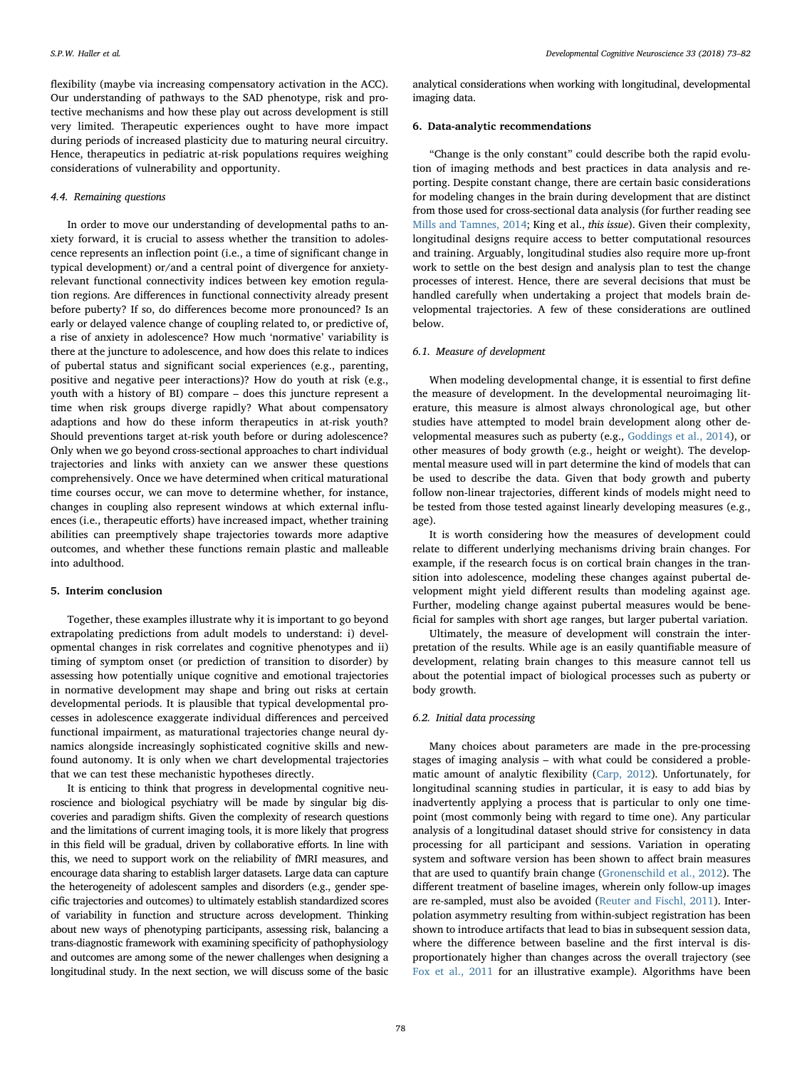flexibility (maybe via increasing compensatory activation in the ACC). Our understanding of pathways to the SAD phenotype, risk and protective mechanisms and how these play out across development is still very limited. Therapeutic experiences ought to have more impact during periods of increased plasticity due to maturing neural circuitry. Hence, therapeutics in pediatric at-risk populations requires weighing considerations of vulnerability and opportunity.

### 4.4. Remaining questions

In order to move our understanding of developmental paths to anxiety forward, it is crucial to assess whether the transition to adolescence represents an inflection point (i.e., a time of significant change in typical development) or/and a central point of divergence for anxiety-relevant functional connectivity indices between key emotion regulation regions. Are differences in functional connectivity already present before puberty? If so, do differences become more pronounced? Is an early or delayed valence change of coupling related to, or predictive of, a rise of anxiety in adolescence? How much 'normative' variability is there at the juncture to adolescence, and how does this relate to indices of pubertal status and significant social experiences (e.g., parenting, positive and negative peer interactions)? How do youth at risk (e.g., youth with a history of BI) compare – does this juncture represent a time when risk groups diverge rapidly? What about compensatory adaptions and how do these inform therapeutics in at-risk youth? Should preventions target at-risk youth before or during adolescence? Only when we go beyond cross-sectional approaches to chart individual trajectories and links with anxiety can we answer these questions comprehensively. Once we have determined when critical maturational time courses occur, we can move to determine whether, for instance, changes in coupling also represent windows at which external influences (i.e., therapeutic efforts) have increased impact, whether training abilities can preemptively shape trajectories towards more adaptive outcomes, and whether these functions remain plastic and malleable into adulthood.

## 5. Interim conclusion

Together, these examples illustrate why it is important to go beyond extrapolating predictions from adult models to understand: i) developmental changes in risk correlates and cognitive phenotypes and ii) timing of symptom onset (or prediction of transition to disorder) by assessing how potentially unique cognitive and emotional trajectories in normative development may shape and bring out risks at certain developmental periods. It is plausible that typical developmental processes in adolescence exaggerate individual differences and perceived functional impairment, as maturational trajectories change neural dynamics alongside increasingly sophisticated cognitive skills and newfound autonomy. It is only when we chart developmental trajectories that we can test these mechanistic hypotheses directly.

It is enticing to think that progress in developmental cognitive neuroscience and biological psychiatry will be made by singular big discoveries and paradigm shifts. Given the complexity of research questions and the limitations of current imaging tools, it is more likely that progress in this field will be gradual, driven by collaborative efforts. In line with this, we need to support work on the reliability of fMRI measures, and encourage data sharing to establish larger datasets. Large data can capture the heterogeneity of adolescent samples and disorders (e.g., gender specific trajectories and outcomes) to ultimately establish standardized scores of variability in function and structure across development. Thinking about new ways of phenotyping participants, assessing risk, balancing a trans-diagnostic framework with examining specificity of pathophysiology and outcomes are among some of the newer challenges when designing a longitudinal study. In the next section, we will discuss some of the basic analytical considerations when working with longitudinal, developmental imaging data.

## 6. Data-analytic recommendations

"Change is the only constant" could describe both the rapid evolution of imaging methods and best practices in data analysis and reporting. Despite constant change, there are certain basic considerations for modeling changes in the brain during development that are distinct from those used for cross-sectional data analysis (for further reading see Mills and Tamnes, 2014; King et al., *this issue*). Given their complexity, longitudinal designs require access to better computational resources and training. Arguably, longitudinal studies also require more up-front work to settle on the best design and analysis plan to test the change processes of interest. Hence, there are several decisions that must be handled carefully when undertaking a project that models brain developmental trajectories. A few of these considerations are outlined below.

### 6.1. Measure of development

When modeling developmental change, it is essential to first define the measure of development. In the developmental neuroimaging literature, this measure is almost always chronological age, but other studies have attempted to model brain development using other developmental measures such as puberty (e.g., Goddings et al., 2014), or other measures of body growth (e.g., height or weight). The developmental measure used will in part determine the kind of models that can be used to describe the data. Given that body growth and puberty follow non-linear trajectories, different kinds of models might need to be tested from those tested against linearly developing measures (e.g., age).

It is worth considering how the measures of development could relate to different underlying mechanisms driving brain changes. For example, if the research focus is on cortical brain changes in the transition into adolescence, modeling these changes against pubertal development might yield different results than modeling against age. Further, modeling change against pubertal measures would be beneficial for samples with short age ranges, but larger pubertal variation.

Ultimately, the measure of development will constrain the interpretation of the results. While age is an easily quantifiable measure of development, relating brain changes to this measure cannot tell us about the potential impact of biological processes such as puberty or body growth.

### 6.2. Initial data processing

Many choices about parameters are made in the pre-processing stages of imaging analysis – with what could be considered a problematic amount of analytic flexibility (Carp, 2012). Unfortunately, for longitudinal scanning studies in particular, it is easy to add bias by inadvertently applying a process that is particular to only one timepoint (most commonly being with regard to time one). Any particular analysis of a longitudinal dataset should strive for consistency in data processing for all participant and sessions. Variation in operating system and software version has been shown to affect brain measures that are used to quantify brain change (Gronenschild et al., 2012). The different treatment of baseline images, wherein only follow-up images are re-sampled, must also be avoided (Reuter and Fischl, 2011). Interpolation asymmetry resulting from within-subject registration has been shown to introduce artifacts that lead to bias in subsequent session data, where the difference between baseline and the first interval is disproportionately higher than changes across the overall trajectory (see Fox et al., 2011 for an illustrative example). Algorithms have been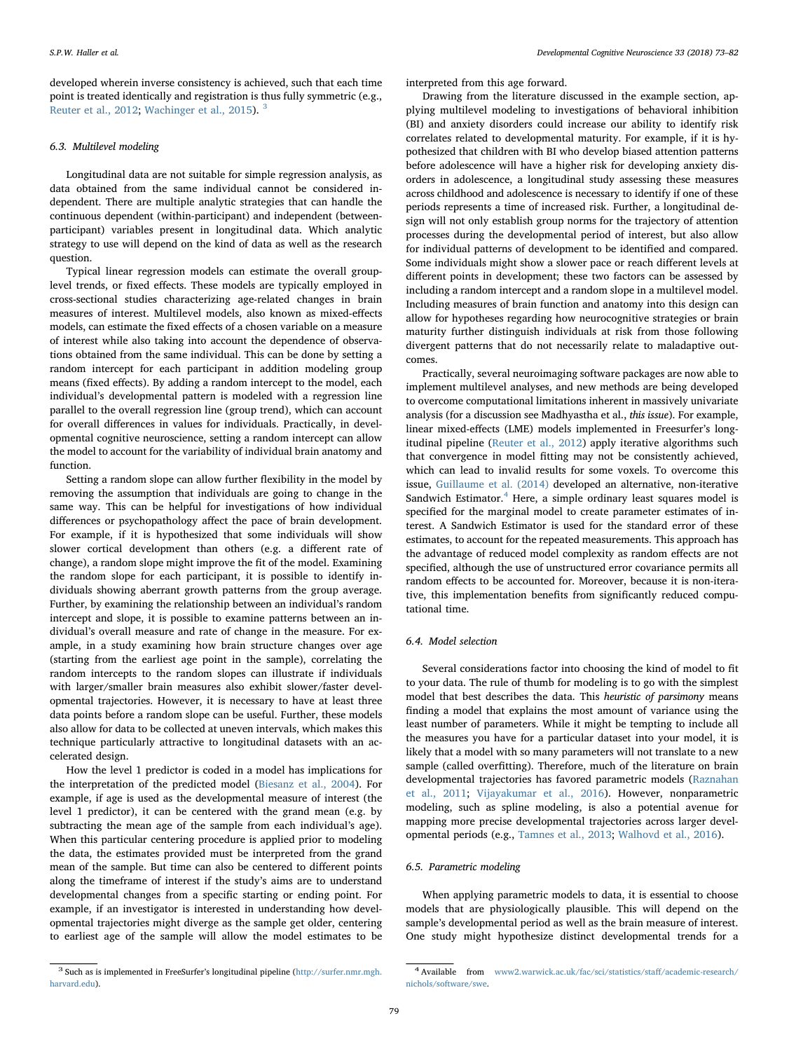developed wherein inverse consistency is achieved, such that each time point is treated identically and registration is thus fully symmetric (e.g., Reuter et al., 2012; Wachinger et al., 2015).[3]

### 6.3. Multilevel modeling

Longitudinal data are not suitable for simple regression analysis, as data obtained from the same individual cannot be considered independent. There are multiple analytic strategies that can handle the continuous dependent (within-participant) and independent (between-participant) variables present in longitudinal data. Which analytic strategy to use will depend on the kind of data as well as the research question.

Typical linear regression models can estimate the overall group-level trends, or fixed effects. These models are typically employed in cross-sectional studies characterizing age-related changes in brain measures of interest. Multilevel models, also known as mixed-effects models, can estimate the fixed effects of a chosen variable on a measure of interest while also taking into account the dependence of observations obtained from the same individual. This can be done by setting a random intercept for each participant in addition modeling group means (fixed effects). By adding a random intercept to the model, each individual's developmental pattern is modeled with a regression line parallel to the overall regression line (group trend), which can account for overall differences in values for individuals. Practically, in developmental cognitive neuroscience, setting a random intercept can allow the model to account for the variability of individual brain anatomy and function.

Setting a random slope can allow further flexibility in the model by removing the assumption that individuals are going to change in the same way. This can be helpful for investigations of how individual differences or psychopathology affect the pace of brain development. For example, if it is hypothesized that some individuals will show slower cortical development than others (e.g. a different rate of change), a random slope might improve the fit of the model. Examining the random slope for each participant, it is possible to identify individuals showing aberrant growth patterns from the group average. Further, by examining the relationship between an individual's random intercept and slope, it is possible to examine patterns between an individual's overall measure and rate of change in the measure. For example, in a study examining how brain structure changes over age (starting from the earliest age point in the sample), correlating the random intercepts to the random slopes can illustrate if individuals with larger/smaller brain measures also exhibit slower/faster developmental trajectories. However, it is necessary to have at least three data points before a random slope can be useful. Further, these models also allow for data to be collected at uneven intervals, which makes this technique particularly attractive to longitudinal datasets with an accelerated design.

How the level 1 predictor is coded in a model has implications for the interpretation of the predicted model (Biesanz et al., 2004). For example, if age is used as the developmental measure of interest (the level 1 predictor), it can be centered with the grand mean (e.g. by subtracting the mean age of the sample from each individual's age). When this particular centering procedure is applied prior to modeling the data, the estimates provided must be interpreted from the grand mean of the sample. But time can also be centered to different points along the timeframe of interest if the study's aims are to understand developmental changes from a specific starting or ending point. For example, if an investigator is interested in understanding how developmental trajectories might diverge as the sample get older, centering to earliest age of the sample will allow the model estimates to be interpreted from this age forward.

Drawing from the literature discussed in the example section, applying multilevel modeling to investigations of behavioral inhibition (BI) and anxiety disorders could increase our ability to identify risk correlates related to developmental maturity. For example, if it is hypothesized that children with BI who develop biased attention patterns before adolescence will have a higher risk for developing anxiety disorders in adolescence, a longitudinal study assessing these measures across childhood and adolescence is necessary to identify if one of these periods represents a time of increased risk. Further, a longitudinal design will not only establish group norms for the trajectory of attention processes during the developmental period of interest, but also allow for individual patterns of development to be identified and compared. Some individuals might show a slower pace or reach different levels at different points in development; these two factors can be assessed by including a random intercept and a random slope in a multilevel model. Including measures of brain function and anatomy into this design can allow for hypotheses regarding how neurocognitive strategies or brain maturity further distinguish individuals at risk from those following divergent patterns that do not necessarily relate to maladaptive outcomes.

Practically, several neuroimaging software packages are now able to implement multilevel analyses, and new methods are being developed to overcome computational limitations inherent in massively univariate analysis (for a discussion see Madhyastha et al., *this issue*). For example, linear mixed-effects (LME) models implemented in Freesurfer's longitudinal pipeline (Reuter et al., 2012) apply iterative algorithms such that convergence in model fitting may not be consistently achieved, which can lead to invalid results for some voxels. To overcome this issue, Guillaume et al. (2014) developed an alternative, non-iterative Sandwich Estimator.[4] Here, a simple ordinary least squares model is specified for the marginal model to create parameter estimates of interest. A Sandwich Estimator is used for the standard error of these estimates, to account for the repeated measurements. This approach has the advantage of reduced model complexity as random effects are not specified, although the use of unstructured error covariance permits all random effects to be accounted for. Moreover, because it is non-iterative, this implementation benefits from significantly reduced computational time.

### 6.4. Model selection

Several considerations factor into choosing the kind of model to fit to your data. The rule of thumb for modeling is to go with the simplest model that best describes the data. This *heuristic of parsimony* means finding a model that explains the most amount of variance using the least number of parameters. While it might be tempting to include all the measures you have for a particular dataset into your model, it is likely that a model with so many parameters will not translate to a new sample (called overfitting). Therefore, much of the literature on brain developmental trajectories has favored parametric models (Raznahan et al., 2011; Vijayakumar et al., 2016). However, nonparametric modeling, such as spline modeling, is also a potential avenue for mapping more precise developmental trajectories across larger developmental periods (e.g., Tamnes et al., 2013; Walhovd et al., 2016).

### 6.5. Parametric modeling

When applying parametric models to data, it is essential to choose models that are physiologically plausible. This will depend on the sample's developmental period as well as the brain measure of interest. One study might hypothesize distinct developmental trends for a

[3] Such as is implemented in FreeSurfer's longitudinal pipeline (http://surfer.nmr.mgh.harvard.edu).

[4] Available from www2.warwick.ac.uk/fac/sci/statistics/staff/academic-research/nichols/software/swe.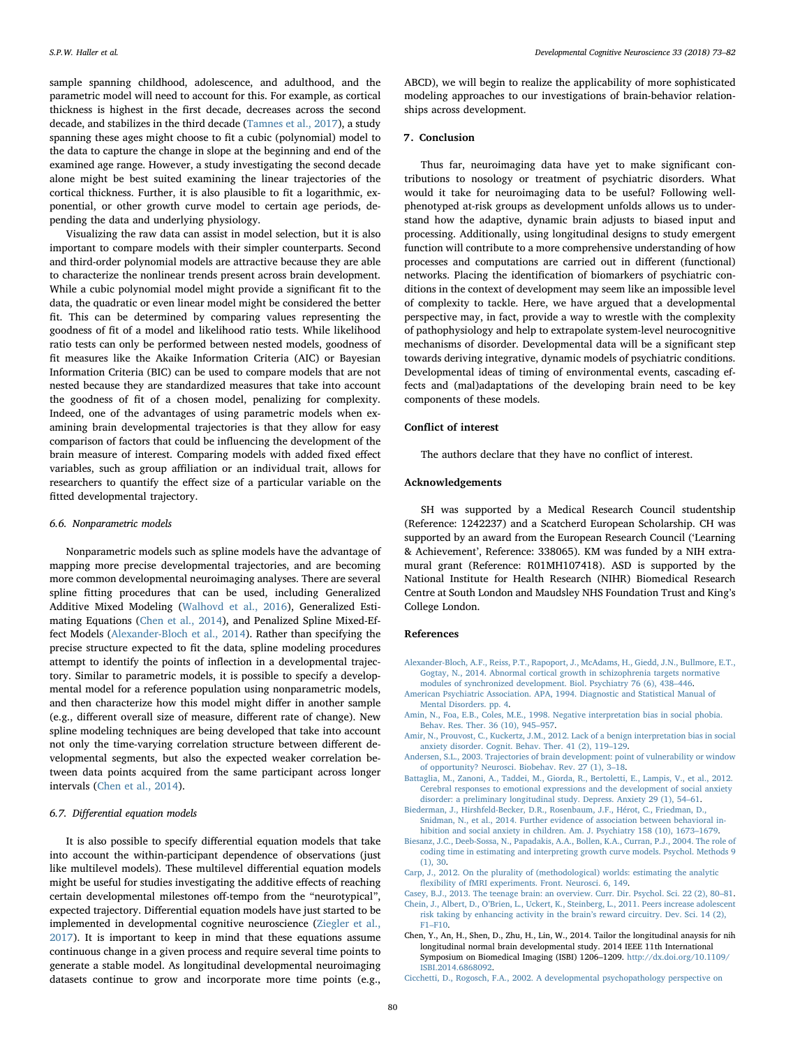sample spanning childhood, adolescence, and adulthood, and the parametric model will need to account for this. For example, as cortical thickness is highest in the first decade, decreases across the second decade, and stabilizes in the third decade (Tamnes et al., 2017), a study spanning these ages might choose to fit a cubic (polynomial) model to the data to capture the change in slope at the beginning and end of the examined age range. However, a study investigating the second decade alone might be best suited examining the linear trajectories of the cortical thickness. Further, it is also plausible to fit a logarithmic, exponential, or other growth curve model to certain age periods, depending the data and underlying physiology.

Visualizing the raw data can assist in model selection, but it is also important to compare models with their simpler counterparts. Second and third-order polynomial models are attractive because they are able to characterize the nonlinear trends present across brain development. While a cubic polynomial model might provide a significant fit to the data, the quadratic or even linear model might be considered the better fit. This can be determined by comparing values representing the goodness of fit of a model and likelihood ratio tests. While likelihood ratio tests can only be performed between nested models, goodness of fit measures like the Akaike Information Criteria (AIC) or Bayesian Information Criteria (BIC) can be used to compare models that are not nested because they are standardized measures that take into account the goodness of fit of a chosen model, penalizing for complexity. Indeed, one of the advantages of using parametric models when examining brain developmental trajectories is that they allow for easy comparison of factors that could be influencing the development of the brain measure of interest. Comparing models with added fixed effect variables, such as group affiliation or an individual trait, allows for researchers to quantify the effect size of a particular variable on the fitted developmental trajectory.

### 6.6. Nonparametric models

Nonparametric models such as spline models have the advantage of mapping more precise developmental trajectories, and are becoming more common developmental neuroimaging analyses. There are several spline fitting procedures that can be used, including Generalized Additive Mixed Modeling (Walhovd et al., 2016), Generalized Estimating Equations (Chen et al., 2014), and Penalized Spline Mixed-Effect Models (Alexander-Bloch et al., 2014). Rather than specifying the precise structure expected to fit the data, spline modeling procedures attempt to identify the points of inflection in a developmental trajectory. Similar to parametric models, it is possible to specify a developmental model for a reference population using nonparametric models, and then characterize how this model might differ in another sample (e.g., different overall size of measure, different rate of change). New spline modeling techniques are being developed that take into account not only the time-varying correlation structure between different developmental segments, but also the expected weaker correlation between data points acquired from the same participant across longer intervals (Chen et al., 2014).

### 6.7. Differential equation models

It is also possible to specify differential equation models that take into account the within-participant dependence of observations (just like multilevel models). These multilevel differential equation models might be useful for studies investigating the additive effects of reaching certain developmental milestones off-tempo from the "neurotypical", expected trajectory. Differential equation models have just started to be implemented in developmental cognitive neuroscience (Ziegler et al., 2017). It is important to keep in mind that these equations assume continuous change in a given process and require several time points to generate a stable model. As longitudinal developmental neuroimaging datasets continue to grow and incorporate more time points (e.g., ABCD), we will begin to realize the applicability of more sophisticated modeling approaches to our investigations of brain-behavior relationships across development.

## 7. Conclusion

Thus far, neuroimaging data have yet to make significant contributions to nosology or treatment of psychiatric disorders. What would it take for neuroimaging data to be useful? Following well-phenotyped at-risk groups as development unfolds allows us to understand how the adaptive, dynamic brain adjusts to biased input and processing. Additionally, using longitudinal designs to study emergent function will contribute to a more comprehensive understanding of how processes and computations are carried out in different (functional) networks. Placing the identification of biomarkers of psychiatric conditions in the context of development may seem like an impossible level of complexity to tackle. Here, we have argued that a developmental perspective may, in fact, provide a way to wrestle with the complexity of pathophysiology and help to extrapolate system-level neurocognitive mechanisms of disorder. Developmental data will be a significant step towards deriving integrative, dynamic models of psychiatric conditions. Developmental ideas of timing of environmental events, cascading effects and (mal)adaptations of the developing brain need to be key components of these models.

## Conflict of interest

The authors declare that they have no conflict of interest.

## Acknowledgements

SH was supported by a Medical Research Council studentship (Reference: 1242237) and a Scatcherd European Scholarship. CH was supported by an award from the European Research Council ('Learning & Achievement', Reference: 338065). KM was funded by a NIH extramural grant (Reference: R01MH107418). ASD is supported by the National Institute for Health Research (NIHR) Biomedical Research Centre at South London and Maudsley NHS Foundation Trust and King's College London.

## References

Alexander-Bloch, A.F., Reiss, P.T., Rapoport, J., McAdams, H., Giedd, J.N., Bullmore, E.T., Gogtay, N., 2014. Abnormal cortical growth in schizophrenia targets normative modules of synchronized development. Biol. Psychiatry 76 (6), 438–446.

American Psychiatric Association. APA, 1994. Diagnostic and Statistical Manual of Mental Disorders. pp. 4.

Amin, N., Foa, E.B., Coles, M.E., 1998. Negative interpretation bias in social phobia. Behav. Res. Ther. 36 (10), 945–957.

Amir, N., Prouvost, C., Kuckertz, J.M., 2012. Lack of a benign interpretation bias in social anxiety disorder. Cognit. Behav. Ther. 41 (2), 119–129.

Andersen, S.L., 2003. Trajectories of brain development: point of vulnerability or window of opportunity? Neurosci. Biobehav. Rev. 27 (1), 3–18.

Battaglia, M., Zanoni, A., Taddei, M., Giorda, R., Bertoletti, E., Lampis, V., et al., 2012. Cerebral responses to emotional expressions and the development of social anxiety disorder: a preliminary longitudinal study. Depress. Anxiety 29 (1), 54–61.

Biederman, J., Hirshfeld-Becker, D.R., Rosenbaum, J.F., Hérot, C., Friedman, D., Snidman, N., et al., 2014. Further evidence of association between behavioral inhibition and social anxiety in children. Am. J. Psychiatry 158 (10), 1673–1679.

Biesanz, J.C., Deeb-Sossa, N., Papadakis, A.A., Bollen, K.A., Curran, P.J., 2004. The role of coding time in estimating and interpreting growth curve models. Psychol. Methods 9 (1), 30.

Carp, J., 2012. On the plurality of (methodological) worlds: estimating the analytic flexibility of fMRI experiments. Front. Neurosci. 6, 149.

Casey, B.J., 2013. The teenage brain: an overview. Curr. Dir. Psychol. Sci. 22 (2), 80–81.

Chein, J., Albert, D., O'Brien, L., Uckert, K., Steinberg, L., 2011. Peers increase adolescent risk taking by enhancing activity in the brain's reward circuitry. Dev. Sci. 14 (2), F1–F10.

Chen, Y., An, H., Shen, D., Zhu, H., Lin, W., 2014. Tailor the longitudinal anaysis for nih longitudinal normal brain developmental study. 2014 IEEE 11th International Symposium on Biomedical Imaging (ISBI) 1206–1209. http://dx.doi.org/10.1109/ISBI.2014.6868092.

Cicchetti, D., Rogosch, F.A., 2002. A developmental psychopathology perspective on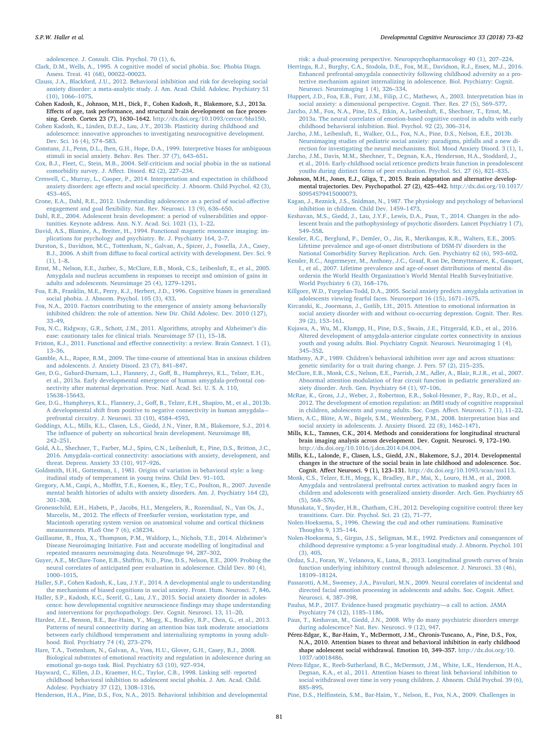adolescence. J. Consult. Clin. Psychol. 70 (1), 6.

Clark, D.M., Wells, A., 1995. A cognitive model of social phobia. Soc. Phobia Diagn. Assess. Treat. 41 (68), 00022–00023.

Clauss, J.A., Blackford, J.U., 2012. Behavioral inhibition and risk for developing social anxiety disorder: a meta-analytic study. J. Am. Acad. Child. Adolesc. Psychiatry 51 (10), 1066–1075.

Cohen Kadosh, K., Johnson, M.H., Dick, F., Cohen Kadosh, R., Blakemore, S.J., 2013a. Effects of age, task performance, and structural brain development on face processing. Cereb. Cortex 23 (7), 1630–1642. http://dx.doi.org/10.1093/cercor/bhs150.

Cohen Kadosh, K., Linden, D.E.J., Lau, J.Y., 2013b. Plasticity during childhood and adolescence: innovative approaches to investigating neurocognitive development. Dev. Sci. 16 (4), 574–583.

Constans, J.I., Penn, D.L., Ihen, G.H., Hope, D.A., 1999. Interpretive biases for ambiguous stimuli in social anxiety. Behav. Res. Ther. 37 (7), 643–651.

Cox, B.J., Fleet, C., Stein, M.B., 2004. Self-criticism and social phobia in the us national comorbidity survey. J. Affect. Disord. 82 (2), 227–234.

Creswell, C., Murray, L., Cooper, P., 2014. Interpretation and expectation in childhood anxiety disorders: age effects and social specificity. J. Abnorm. Child Psychol. 42 (3), 453–465.

Crone, E.A., Dahl, R.E., 2012. Understanding adolescence as a period of social-affective engagement and goal flexibility. Nat. Rev. Neurosci. 13 (9), 636–650.

Dahl, R.E., 2004. Adolescent brain development: a period of vulnerabilities and opportunities. Keynote address. Ann. N.Y. Acad. Sci. 1021 (1), 1–22.

David, A.S., Blamire, A., Breiter, H., 1994. Functional magnetic resonance imaging: implications for psychology and psychiatry. Br. J. Psychiatry 164, 2–7.

Durston, S., Davidson, M.C., Tottenham, N., Galvan, A., Spicer, J., Fossella, J.A., Casey, B.J., 2006. A shift from diffuse to focal cortical activity with development. Dev. Sci. 9 (1), 1–8.

Ernst, M., Nelson, E.E., Jazbec, S., McClure, E.B., Monk, C.S., Leibenluft, E., et al., 2005. Amygdala and nucleus accumbens in responses to receipt and omission of gains in adults and adolescents. Neuroimage 25 (4), 1279–1291.

Foa, E.B., Franklin, M.E., Perry, K.J., Herbert, J.D., 1996. Cognitive biases in generalized social phobia. J. Abnorm. Psychol. 105 (3), 433.

Fox, N.A., 2010. Factors contributing to the emergence of anxiety among behaviorally inhibited children: the role of attention. New Dir. Child Adolesc. Dev. 2010 (127), 33–49.

Fox, N.C., Ridgway, G.R., Schott, J.M., 2011. Algorithms, atrophy and Alzheimer's disease: cautionary tales for clinical trials. Neuroimage 57 (1), 15–18.

Friston, K.J., 2011. Functional and effective connectivity: a review. Brain Connect. 1 (1), 13–36.

Gamble, A.L., Rapee, R.M., 2009. The time-course of attentional bias in anxious children and adolescents. J. Anxiety Disord. 23 (7), 841–847.

Gee, D.G., Gabard-Durnam, L.J., Flannery, J., Goff, B., Humphreys, K.L., Telzer, E.H., et al., 2013a. Early developmental emergence of human amygdala-prefrontal connectivity after maternal deprivation. Proc. Natl. Acad. Sci. U. S. A. 110, 15638–15643.

Gee, D.G., Humphreys, K.L., Flannery, J., Goff, B., Telzer, E.H., Shapiro, M., et al., 2013b. A developmental shift from positive to negative connectivity in human amygdala–prefrontal circuitry. J. Neurosci. 33 (10), 4584–4593.

Goddings, A.L., Mills, K.L., Clasen, L.S., Giedd, J.N., Viner, R.M., Blakemore, S.J., 2014. The influence of puberty on subcortical brain development. Neuroimage 88, 242–251.

Gold, A.L., Shechner, T., Farber, M.J., Spiro, C.N., Leibenluft, E., Pine, D.S., Britton, J.C., 2016. Amygdala–cortical connectivity: associations with anxiety, development, and threat. Depress. Anxiety 33 (10), 917–926.

Goldsmith, H.H., Gottesman, I., 1981. Origins of variation in behavioral style: a longitudinal study of temperament in young twins. Child Dev. 91–103.

Gregory, A.M., Caspi, A., Moffitt, T.E., Koenen, K., Eley, T.C., Poulton, R., 2007. Juvenile mental health histories of adults with anxiety disorders. Am. J. Psychiatry 164 (2), 301–308.

Gronenschild, E.H., Habets, P., Jacobs, H.I., Mengelers, R., Rozendaal, N., Van Os, J., Marcelis, M., 2012. The effects of FreeSurfer version, workstation type, and Macintosh operating system version on anatomical volume and cortical thickness measurements. PLoS One 7 (6), e38234.

Guillaume, B., Hua, X., Thompson, P.M., Waldorp, L., Nichols, T.E., 2014. Alzheimer's Disease Neuroimaging Initiative. Fast and accurate modelling of longitudinal and repeated measures neuroimaging data. NeuroImage 94, 287–302.

Guyer, A.E., McClure-Tone, E.B., Shiffrin, N.D., Pine, D.S., Nelson, E.E., 2009. Probing the neural correlates of anticipated peer evaluation in adolescence. Child Dev. 80 (4), 1000–1015.

Haller, S.P., Cohen Kadosh, K., Lau, J.Y.F., 2014. A developmental angle to understanding the mechanisms of biased cognitions in social anxiety. Front. Hum. Neurosci. 7, 846.

Haller, S.P., Kadosh, K.C., Scerif, G., Lau, J.Y., 2015. Social anxiety disorder in adolescence: how developmental cognitive neuroscience findings may shape understanding and interventions for psychopathology. Dev. Cogn. Neurosci. 13, 11–20.

Hardee, J.E., Benson, B.E., Bar-Haim, Y., Mogg, K., Bradley, B.P., Chen, G., et al., 2013. Patterns of neural connectivity during an attention bias task moderate associations between early childhood temperament and internalizing symptoms in young adulthood. Biol. Psychiatry 74 (4), 273–279.

Hare, T.A., Tottenham, N., Galvan, A., Voss, H.U., Glover, G.H., Casey, B.J., 2008. Biological substrates of emotional reactivity and regulation in adolescence during an emotional go-nogo task. Biol. Psychiatry 63 (10), 927–934.

Hayward, C., Killen, J.D., Kraemer, H.C., Taylor, C.B., 1998. Linking self- reported childhood behavioral inhibition to adolescent social phobia. J. Am. Acad. Child. Adolesc. Psychiatry 37 (12), 1308–1316.

Henderson, H.A., Pine, D.S., Fox, N.A., 2015. Behavioral inhibition and developmental risk: a dual-processing perspective. Neuropsychopharmacology 40 (1), 207–224.

Herringa, R.J., Burghy, C.A., Stodola, D.E., Fox, M.E., Davidson, R.J., Essex, M.J., 2016. Enhanced prefrontal-amygdala connectivity following childhood adversity as a protective mechanism against internalizing in adolescence. Biol. Psychiatry: Cognit. Neurosci. Neuroimaging 1 (4), 326–334.

Huppert, J.D., Foa, E.B., Furr, J.M., Filip, J.C., Mathews, A., 2003. Interpretation bias in social anxiety: a dimensional perspective. Cognit. Ther. Res. 27 (5), 569–577.

Jarcho, J.M., Fox, N.A., Pine, D.S., Etkin, A., Leibenluft, E., Shechner, T., Ernst, M., 2013a. The neural correlates of emotion-based cognitive control in adults with early childhood behavioral inhibition. Biol. Psychol. 92 (2), 306–314.

Jarcho, J.M., Leibenluft, E., Walker, O.L., Fox, N.A., Pine, D.S., Nelson, E.E., 2013b. Neuroimaging studies of pediatric social anxiety: paradigms, pitfalls and a new direction for investigating the neural mechanisms. Biol. Mood Anxiety Disord. 3 (1), 1.

Jarcho, J.M., Davis, M.M., Shechner, T., Degnan, K.A., Henderson, H.A., Stoddard, J., et al., 2016. Early-childhood social reticence predicts brain function in preadolescent youths during distinct forms of peer evaluation. Psychol. Sci. 27 (6), 821–835.

Johnson, M.H., Jones, E.J., Gliga, T., 2015. Brain adaptation and alternative developmental trajectories. Dev. Psychopathol. 27 (2), 425–442. http://dx.doi.org/10.1017/S0954579415000073.

Kagan, J., Reznick, J.S., Snidman, N., 1987. The physiology and psychology of behavioral inhibition in children. Child Dev. 1459–1473.

Keshavan, M.S., Giedd, J., Lau, J.Y.F., Lewis, D.A., Paus, T., 2014. Changes in the adolescent brain and the pathophysiology of psychotic disorders. Lancet Psychiatry 1 (7), 549–558.

Kessler, R.C., Berglund, P., Demler, O., Jin, R., Merikangas, K.R., Walters, E.E., 2005. Lifetime prevalence and age-of-onset distributions of DSM-IV disorders in the National Comorbidity Survey Replication. Arch. Gen. Psychiatry 62 (6), 593–602.

Kessler, R.C., Angermeyer, M., Anthony, J.C., Graaf, R.on De, Demyttenaere, K., Gasquet, I., et al., 2007. Lifetime prevalence and age-of-onset distributions of mental disordersin the World Health Organization's World Mental Health SurveyInitiative. World Psychiatry 6 (3), 168–176.

Killgore, W.D., Yurgelun-Todd, D.A., 2005. Social anxiety predicts amygdala activation in adolescents viewing fearful faces. Neuroreport 16 (15), 1671–1675.

Kircanski, K., Joormann, J., Gotlib, I.H., 2015. Attention to emotional information in social anxiety disorder with and without co-occurring depression. Cognit. Ther. Res. 39 (2), 153–161.

Kujawa, A., Wu, M., Klumpp, H., Pine, D.S., Swain, J.E., Fitzgerald, K.D., et al., 2016. Altered development of amygdala-anterior cingulate cortex connectivity in anxious youth and young adults. Biol. Psychiatry Cognit. Neurosci. Neuroimaging 1 (4), 345–352.

Matheny, A.P., 1989. Children's behavioral inhibition over age and across situations: genetic similarity for α trait during change. J. Pers. 57 (2), 215–235.

McClure, E.B., Monk, C.S., Nelson, E.E., Parrish, J.M., Adler, A., Blair, R.J.R., et al., 2007. Abnormal attention modulation of fear circuit function in pediatric generalized anxiety disorder. Arch. Gen. Psychiatry 64 (1), 97–106.

McRae, K., Gross, J.J., Weber, J., Robertson, E.R., Sokol-Hessner, P., Ray, R.D., et al., 2012. The development of emotion regulation: an fMRI study of cognitive reappraisal in children, adolescents and young adults. Soc. Cogn. Affect. Neurosci. 7 (1), 11–22.

Miers, A.C., Blöte, A.W., Bögels, S.M., Westenberg, P.M., 2008. Interpretation bias and social anxiety in adolescents. J. Anxiety Disord. 22 (8), 1462–1471.

Mills, K.L., Tamnes, C.K., 2014. Methods and considerations for longitudinal structural brain imaging analysis across development. Dev. Cognit. Neurosci. 9, 172–190. http://dx.doi.org/10.1016/j.dcn.2014.04.004.

Mills, K.L., Lalonde, F., Clasen, L.S., Giedd, J.N., Blakemore, S.J., 2014. Developmental changes in the structure of the social brain in late childhood and adolescence. Soc. Cognit. Affect Neurosci. 9 (1), 123–131. http://dx.doi.org/10.1093/scan/nss113.

Monk, C.S., Telzer, E.H., Mogg, K., Bradley, B.P., Mai, X., Louro, H.M., et al., 2008. Amygdala and ventrolateral prefrontal cortex activation to masked angry faces in children and adolescents with generalized anxiety disorder. Arch. Gen. Psychiatry 65 (5), 568–576.

Munakata, Y., Snyder, H.R., Chatham, C.H., 2012. Developing cognitive control: three key transitions. Curr. Dir. Psychol. Sci. 21 (2), 71–77.

Nolen-Hoeksema, S., 1996. Chewing the cud and other ruminations. Ruminative Thoughts 9, 135–144.

Nolen-Hoeksema, S., Girgus, J.S., Seligman, M.E., 1992. Predictors and consequences of childhood depressive symptoms: a 5-year longitudinal study. J. Abnorm. Psychol. 101 (3), 405.

Ordaz, S.J., Foran, W., Velanova, K., Luna, B., 2013. Longitudinal growth curves of brain function underlying inhibitory control through adolescence. J. Neurosci. 33 (46), 18109–18124.

Passarotti, A.M., Sweeney, J.A., Pavuluri, M.N., 2009. Neural correlates of incidental and directed facial emotion processing in adolescents and adults. Soc. Cognit. Affect. Neurosci. 4, 387–398.

Paulus, M.P., 2017. Evidence-based pragmatic psychiatry—a call to action. JAMA Psychiatry 74 (12), 1185–1186.

Paus, T., Keshavan, M., Giedd, J.N., 2008. Why do many psychiatric disorders emerge during adolescence? Nat. Rev. Neurosci. 9 (12), 947.

Pérez-Edgar, K., Bar-Haim, Y., McDermott, J.M., Chronis-Tuscano, A., Pine, D.S., Fox, N.A., 2010. Attention biases to threat and behavioral inhibition in early childhood shape adolescent social withdrawal. Emotion 10, 349–357. http://dx.doi.org/10.1037/a0018486.

Pérez-Edgar, K., Reeb-Sutherland, B.C., McDermott, J.M., White, L.K., Henderson, H.A., Degnan, K.A., et al., 2011. Attention biases to threat link behavioral inhibition to social withdrawal over time in very young children. J. Abnorm. Child Psychol. 39 (6), 885–895.

Pine, D.S., Helfinstein, S.M., Bar-Haim, Y., Nelson, E., Fox, N.A., 2009. Challenges in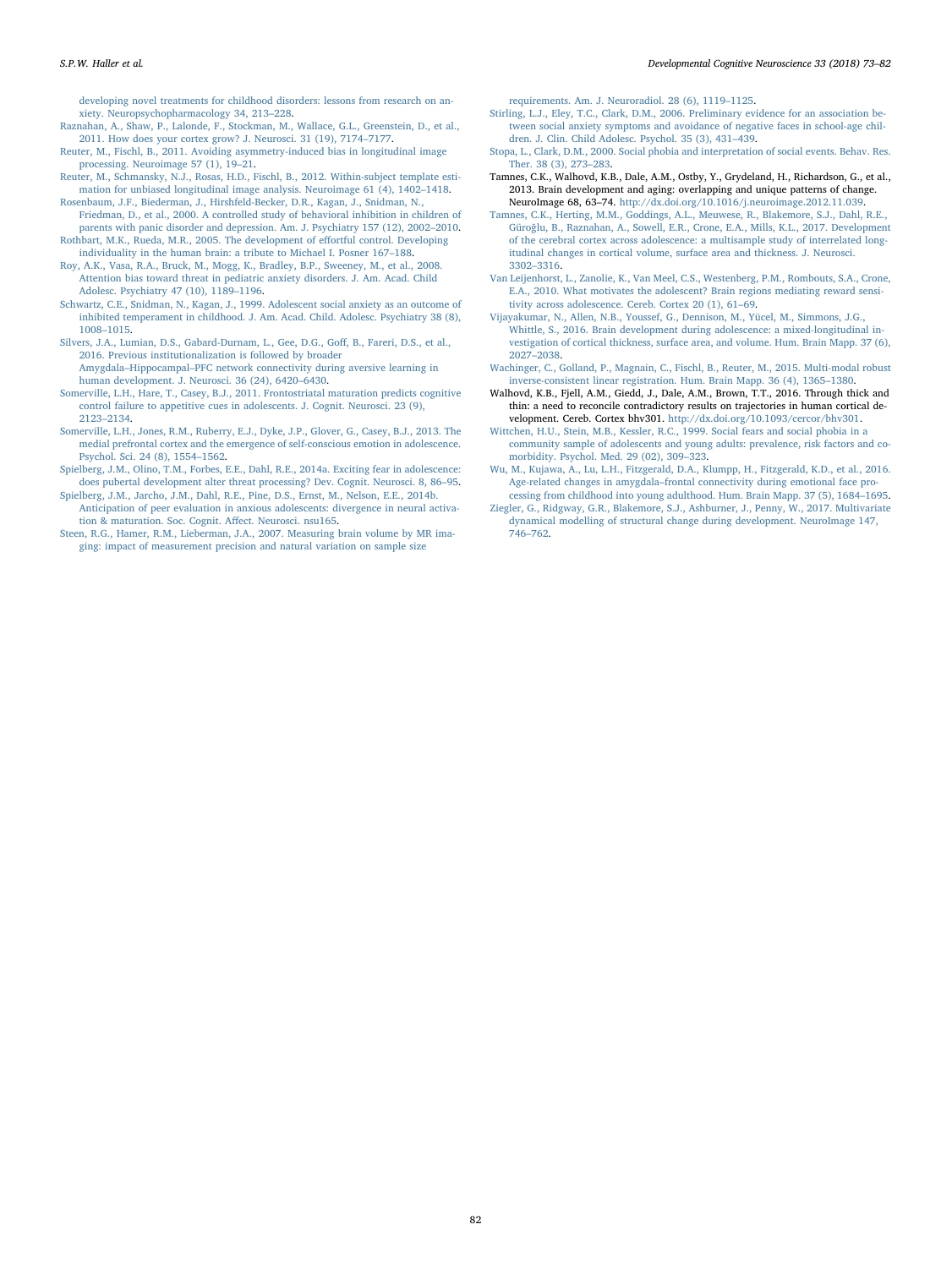developing novel treatments for childhood disorders: lessons from research on anxiety. Neuropsychopharmacology 34, 213–228.

Raznahan, A., Shaw, P., Lalonde, F., Stockman, M., Wallace, G.L., Greenstein, D., et al., 2011. How does your cortex grow? J. Neurosci. 31 (19), 7174–7177.

Reuter, M., Fischl, B., 2011. Avoiding asymmetry-induced bias in longitudinal image processing. Neuroimage 57 (1), 19–21.

Reuter, M., Schmansky, N.J., Rosas, H.D., Fischl, B., 2012. Within-subject template estimation for unbiased longitudinal image analysis. Neuroimage 61 (4), 1402–1418.

Rosenbaum, J.F., Biederman, J., Hirshfeld-Becker, D.R., Kagan, J., Snidman, N., Friedman, D., et al., 2000. A controlled study of behavioral inhibition in children of parents with panic disorder and depression. Am. J. Psychiatry 157 (12), 2002–2010.

Rothbart, M.K., Rueda, M.R., 2005. The development of effortful control. Developing individuality in the human brain: a tribute to Michael I. Posner 167–188.

Roy, A.K., Vasa, R.A., Bruck, M., Mogg, K., Bradley, B.P., Sweeney, M., et al., 2008. Attention bias toward threat in pediatric anxiety disorders. J. Am. Acad. Child Adolesc. Psychiatry 47 (10), 1189–1196.

Schwartz, C.E., Snidman, N., Kagan, J., 1999. Adolescent social anxiety as an outcome of inhibited temperament in childhood. J. Am. Acad. Child. Adolesc. Psychiatry 38 (8), 1008–1015.

Silvers, J.A., Lumian, D.S., Gabard-Durnam, L., Gee, D.G., Goff, B., Fareri, D.S., et al., 2016. Previous institutionalization is followed by broader Amygdala–Hippocampal–PFC network connectivity during aversive learning in human development. J. Neurosci. 36 (24), 6420–6430.

Somerville, L.H., Hare, T., Casey, B.J., 2011. Frontostriatal maturation predicts cognitive control failure to appetitive cues in adolescents. J. Cognit. Neurosci. 23 (9), 2123–2134.

Somerville, L.H., Jones, R.M., Ruberry, E.J., Dyke, J.P., Glover, G., Casey, B.J., 2013. The medial prefrontal cortex and the emergence of self-conscious emotion in adolescence. Psychol. Sci. 24 (8), 1554–1562.

Spielberg, J.M., Olino, T.M., Forbes, E.E., Dahl, R.E., 2014a. Exciting fear in adolescence: does pubertal development alter threat processing? Dev. Cognit. Neurosci. 8, 86–95.

Spielberg, J.M., Jarcho, J.M., Dahl, R.E., Pine, D.S., Ernst, M., Nelson, E.E., 2014b. Anticipation of peer evaluation in anxious adolescents: divergence in neural activation & maturation. Soc. Cognit. Affect. Neurosci. nsu165.

Steen, R.G., Hamer, R.M., Lieberman, J.A., 2007. Measuring brain volume by MR imaging: impact of measurement precision and natural variation on sample size requirements. Am. J. Neuroradiol. 28 (6), 1119–1125.

Stirling, L.J., Eley, T.C., Clark, D.M., 2006. Preliminary evidence for an association between social anxiety symptoms and avoidance of negative faces in school-age children. J. Clin. Child Adolesc. Psychol. 35 (3), 431–439.

Stopa, L., Clark, D.M., 2000. Social phobia and interpretation of social events. Behav. Res. Ther. 38 (3), 273–283.

Tamnes, C.K., Walhovd, K.B., Dale, A.M., Ostby, Y., Grydeland, H., Richardson, G., et al., 2013. Brain development and aging: overlapping and unique patterns of change. NeuroImage 68, 63–74. http://dx.doi.org/10.1016/j.neuroimage.2012.11.039.

Tamnes, C.K., Herting, M.M., Goddings, A.L., Meuwese, R., Blakemore, S.J., Dahl, R.E., Güroğlu, B., Raznahan, A., Sowell, E.R., Crone, E.A., Mills, K.L., 2017. Development of the cerebral cortex across adolescence: a multisample study of interrelated longitudinal changes in cortical volume, surface area and thickness. J. Neurosci. 3302–3316.

Van Leijenhorst, L., Zanolie, K., Van Meel, C.S., Westenberg, P.M., Rombouts, S.A., Crone, E.A., 2010. What motivates the adolescent? Brain regions mediating reward sensitivity across adolescence. Cereb. Cortex 20 (1), 61–69.

Vijayakumar, N., Allen, N.B., Youssef, G., Dennison, M., Yücel, M., Simmons, J.G., Whittle, S., 2016. Brain development during adolescence: a mixed-longitudinal investigation of cortical thickness, surface area, and volume. Hum. Brain Mapp. 37 (6), 2027–2038.

Wachinger, C., Golland, P., Magnain, C., Fischl, B., Reuter, M., 2015. Multi-modal robust inverse-consistent linear registration. Hum. Brain Mapp. 36 (4), 1365–1380.

Walhovd, K.B., Fjell, A.M., Giedd, J., Dale, A.M., Brown, T.T., 2016. Through thick and thin: a need to reconcile contradictory results on trajectories in human cortical development. Cereb. Cortex bhv301. http://dx.doi.org/10.1093/cercor/bhv301.

Wittchen, H.U., Stein, M.B., Kessler, R.C., 1999. Social fears and social phobia in a community sample of adolescents and young adults: prevalence, risk factors and comorbidity. Psychol. Med. 29 (02), 309–323.

Wu, M., Kujawa, A., Lu, L.H., Fitzgerald, D.A., Klumpp, H., Fitzgerald, K.D., et al., 2016. Age-related changes in amygdala–frontal connectivity during emotional face processing from childhood into young adulthood. Hum. Brain Mapp. 37 (5), 1684–1695.

Ziegler, G., Ridgway, G.R., Blakemore, S.J., Ashburner, J., Penny, W., 2017. Multivariate dynamical modelling of structural change during development. NeuroImage 147, 746–762.